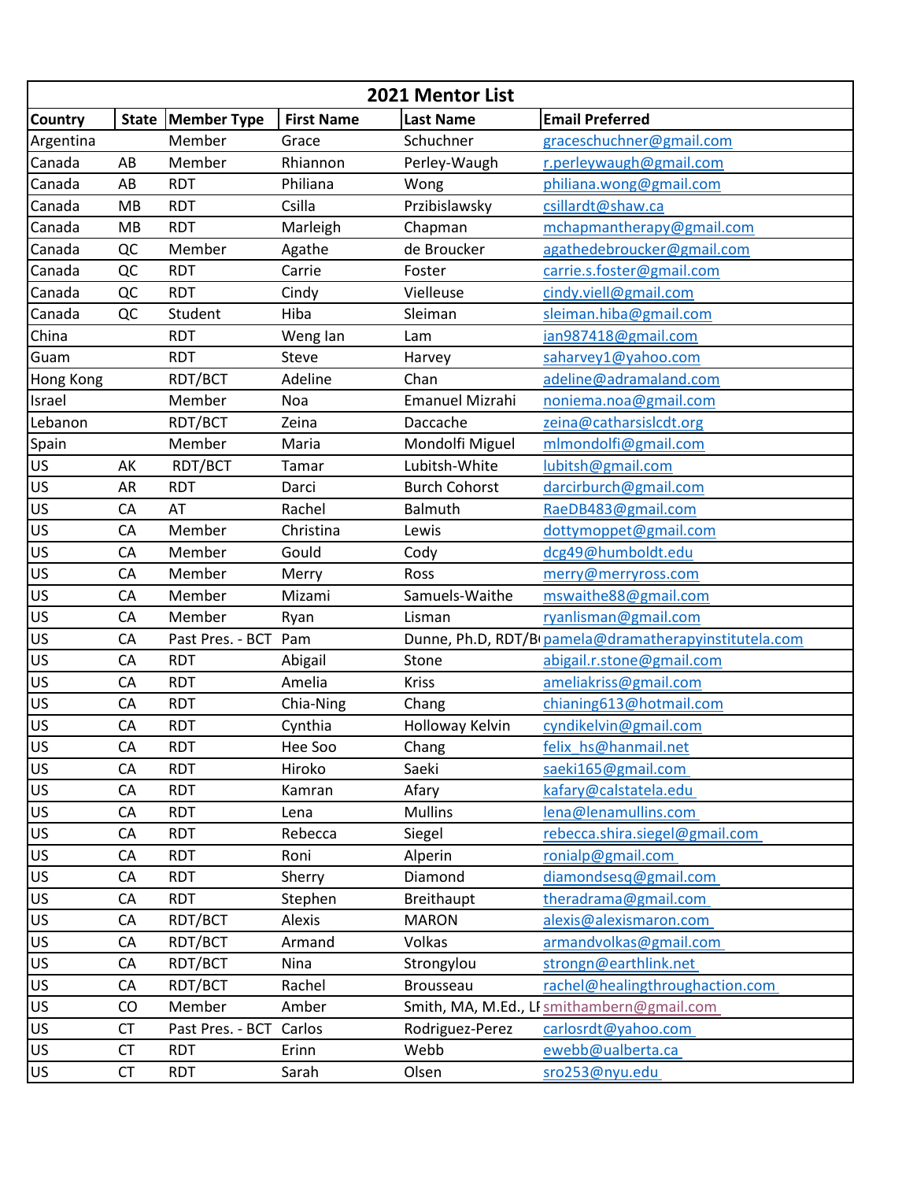# 2021 Mentor List

| Country | State | Member Type | First Name | Last Name | Email Preferred |
|---|---|---|---|---|---|
| Argentina | | Member | Grace | Schuchner | graceschuchner@gmail.com |
| Canada | AB | Member | Rhiannon | Perley-Waugh | r.perleywaugh@gmail.com |
| Canada | AB | RDT | Philiana | Wong | philiana.wong@gmail.com |
| Canada | MB | RDT | Csilla | Przibislawsky | csillardt@shaw.ca |
| Canada | MB | RDT | Marleigh | Chapman | mchapmantherapy@gmail.com |
| Canada | QC | Member | Agathe | de Broucker | agathedebroucker@gmail.com |
| Canada | QC | RDT | Carrie | Foster | carrie.s.foster@gmail.com |
| Canada | QC | RDT | Cindy | Vielleuse | cindy.viell@gmail.com |
| Canada | QC | Student | Hiba | Sleiman | sleiman.hiba@gmail.com |
| China | | RDT | Weng Ian | Lam | ian987418@gmail.com |
| Guam | | RDT | Steve | Harvey | saharvey1@yahoo.com |
| Hong Kong | | RDT/BCT | Adeline | Chan | adeline@adramaland.com |
| Israel | | Member | Noa | Emanuel Mizrahi | noniema.noa@gmail.com |
| Lebanon | | RDT/BCT | Zeina | Daccache | zeina@catharsislcdt.org |
| Spain | | Member | Maria | Mondolfi Miguel | mlmondolfi@gmail.com |
| US | AK | RDT/BCT | Tamar | Lubitsh-White | lubitsh@gmail.com |
| US | AR | RDT | Darci | Burch Cohorst | darcirburch@gmail.com |
| US | CA | AT | Rachel | Balmuth | RaeDB483@gmail.com |
| US | CA | Member | Christina | Lewis | dottymoppet@gmail.com |
| US | CA | Member | Gould | Cody | dcg49@humboldt.edu |
| US | CA | Member | Merry | Ross | merry@merryross.com |
| US | CA | Member | Mizami | Samuels-Waithe | mswaithe88@gmail.com |
| US | CA | Member | Ryan | Lisman | ryanlisman@gmail.com |
| US | CA | Past Pres. - BCT | Pam | Dunne, Ph.D, RDT/B | pamela@dramatherapyinstitutela.com |
| US | CA | RDT | Abigail | Stone | abigail.r.stone@gmail.com |
| US | CA | RDT | Amelia | Kriss | ameliakriss@gmail.com |
| US | CA | RDT | Chia-Ning | Chang | chianing613@hotmail.com |
| US | CA | RDT | Cynthia | Holloway Kelvin | cyndikelvin@gmail.com |
| US | CA | RDT | Hee Soo | Chang | felix_hs@hanmail.net |
| US | CA | RDT | Hiroko | Saeki | saeki165@gmail.com |
| US | CA | RDT | Kamran | Afary | kafary@calstatela.edu |
| US | CA | RDT | Lena | Mullins | lena@lenamullins.com |
| US | CA | RDT | Rebecca | Siegel | rebecca.shira.siegel@gmail.com |
| US | CA | RDT | Roni | Alperin | ronialp@gmail.com |
| US | CA | RDT | Sherry | Diamond | diamondsesq@gmail.com |
| US | CA | RDT | Stephen | Breithaupt | theradrama@gmail.com |
| US | CA | RDT/BCT | Alexis | MARON | alexis@alexismaron.com |
| US | CA | RDT/BCT | Armand | Volkas | armandvolkas@gmail.com |
| US | CA | RDT/BCT | Nina | Strongylou | strongn@earthlink.net |
| US | CA | RDT/BCT | Rachel | Brousseau | rachel@healingthroughaction.com |
| US | CO | Member | Amber | Smith, MA, M.Ed., LI | smithambern@gmail.com |
| US | CT | Past Pres. - BCT | Carlos | Rodriguez-Perez | carlosrdt@yahoo.com |
| US | CT | RDT | Erinn | Webb | ewebb@ualberta.ca |
| US | CT | RDT | Sarah | Olsen | sro253@nyu.edu |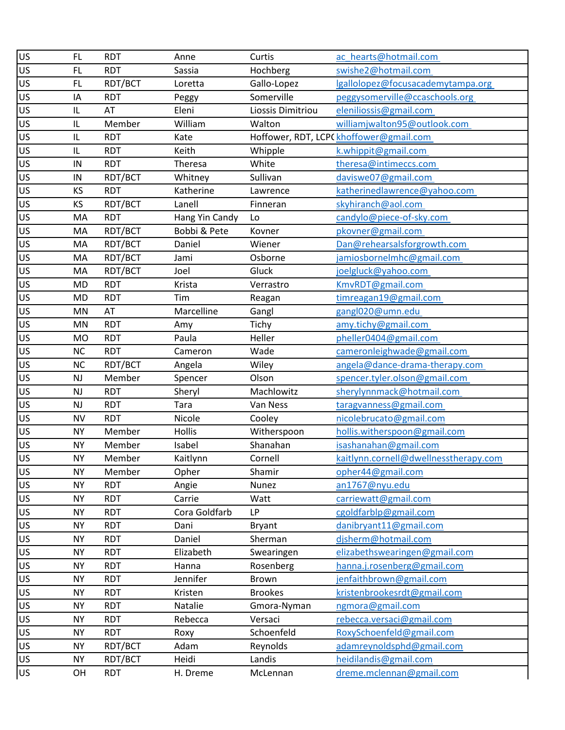| US | FL | RDT | Anne | Curtis | ac_hearts@hotmail.com |
|---|---|---|---|---|---|
| US | FL | RDT | Sassia | Hochberg | swishe2@hotmail.com |
| US | FL | RDT/BCT | Loretta | Gallo-Lopez | lgallolopez@focusacademytampa.org |
| US | IA | RDT | Peggy | Somerville | peggysomerville@ccaschools.org |
| US | IL | AT | Eleni | Liossis Dimitriou | eleniliossis@gmail.com |
| US | IL | Member | William | Walton | williamjwalton95@outlook.com |
| US | IL | RDT | Kate | Hoffower, RDT, LCPC | khoffower@gmail.com |
| US | IL | RDT | Keith | Whipple | k.whippit@gmail.com |
| US | IN | RDT | Theresa | White | theresa@intimeccs.com |
| US | IN | RDT/BCT | Whitney | Sullivan | daviswe07@gmail.com |
| US | KS | RDT | Katherine | Lawrence | katherinedlawrence@yahoo.com |
| US | KS | RDT/BCT | Lanell | Finneran | skyhiranch@aol.com |
| US | MA | RDT | Hang Yin Candy | Lo | candylo@piece-of-sky.com |
| US | MA | RDT/BCT | Bobbi & Pete | Kovner | pkovner@gmail.com |
| US | MA | RDT/BCT | Daniel | Wiener | Dan@rehearsalsforgrowth.com |
| US | MA | RDT/BCT | Jami | Osborne | jamiosbornelmhc@gmail.com |
| US | MA | RDT/BCT | Joel | Gluck | joelgluck@yahoo.com |
| US | MD | RDT | Krista | Verrastro | KmvRDT@gmail.com |
| US | MD | RDT | Tim | Reagan | timreagan19@gmail.com |
| US | MN | AT | Marcelline | Gangl | gangl020@umn.edu |
| US | MN | RDT | Amy | Tichy | amy.tichy@gmail.com |
| US | MO | RDT | Paula | Heller | pheller0404@gmail.com |
| US | NC | RDT | Cameron | Wade | cameronleighwade@gmail.com |
| US | NC | RDT/BCT | Angela | Wiley | angela@dance-drama-therapy.com |
| US | NJ | Member | Spencer | Olson | spencer.tyler.olson@gmail.com |
| US | NJ | RDT | Sheryl | Machlowitz | sherylynnmack@hotmail.com |
| US | NJ | RDT | Tara | Van Ness | taragvanness@gmail.com |
| US | NV | RDT | Nicole | Cooley | nicolebrucato@gmail.com |
| US | NY | Member | Hollis | Witherspoon | hollis.witherspoon@gmail.com |
| US | NY | Member | Isabel | Shanahan | isashanahan@gmail.com |
| US | NY | Member | Kaitlynn | Cornell | kaitlynn.cornell@dwellnesstherapy.com |
| US | NY | Member | Opher | Shamir | opher44@gmail.com |
| US | NY | RDT | Angie | Nunez | an1767@nyu.edu |
| US | NY | RDT | Carrie | Watt | carriewatt@gmail.com |
| US | NY | RDT | Cora Goldfarb | LP | cgoldfarblp@gmail.com |
| US | NY | RDT | Dani | Bryant | danibryant11@gmail.com |
| US | NY | RDT | Daniel | Sherman | djsherm@hotmail.com |
| US | NY | RDT | Elizabeth | Swearingen | elizabethswearingen@gmail.com |
| US | NY | RDT | Hanna | Rosenberg | hanna.j.rosenberg@gmail.com |
| US | NY | RDT | Jennifer | Brown | jenfaithbrown@gmail.com |
| US | NY | RDT | Kristen | Brookes | kristenbrookesrdt@gmail.com |
| US | NY | RDT | Natalie | Gmora-Nyman | ngmora@gmail.com |
| US | NY | RDT | Rebecca | Versaci | rebecca.versaci@gmail.com |
| US | NY | RDT | Roxy | Schoenfeld | RoxySchoenfeld@gmail.com |
| US | NY | RDT/BCT | Adam | Reynolds | adamreynoldsphd@gmail.com |
| US | NY | RDT/BCT | Heidi | Landis | heidilandis@gmail.com |
| US | OH | RDT | H. Dreme | McLennan | dreme.mclennan@gmail.com |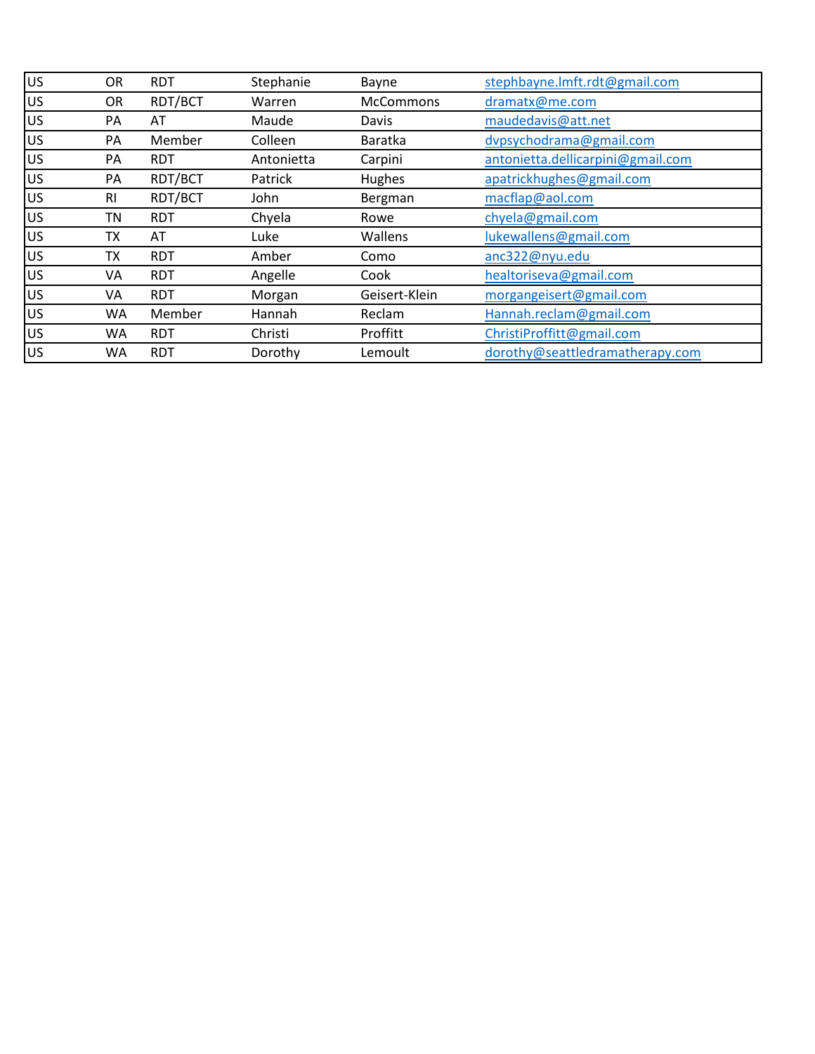| | | | | | |
|---|---|---|---|---|---|
| US | OR | RDT | Stephanie | Bayne | stephbayne.lmft.rdt@gmail.com |
| US | OR | RDT/BCT | Warren | McCommons | dramatx@me.com |
| US | PA | AT | Maude | Davis | maudedavis@att.net |
| US | PA | Member | Colleen | Baratka | dvpsychodrama@gmail.com |
| US | PA | RDT | Antonietta | Carpini | antonietta.dellicarpini@gmail.com |
| US | PA | RDT/BCT | Patrick | Hughes | apatrickhughes@gmail.com |
| US | RI | RDT/BCT | John | Bergman | macflap@aol.com |
| US | TN | RDT | Chyela | Rowe | chyela@gmail.com |
| US | TX | AT | Luke | Wallens | lukewallens@gmail.com |
| US | TX | RDT | Amber | Como | anc322@nyu.edu |
| US | VA | RDT | Angelle | Cook | healtoriseva@gmail.com |
| US | VA | RDT | Morgan | Geisert-Klein | morgangeisert@gmail.com |
| US | WA | Member | Hannah | Reclam | Hannah.reclam@gmail.com |
| US | WA | RDT | Christi | Proffitt | ChristiProffitt@gmail.com |
| US | WA | RDT | Dorothy | Lemoult | dorothy@seattledramatherapy.com |